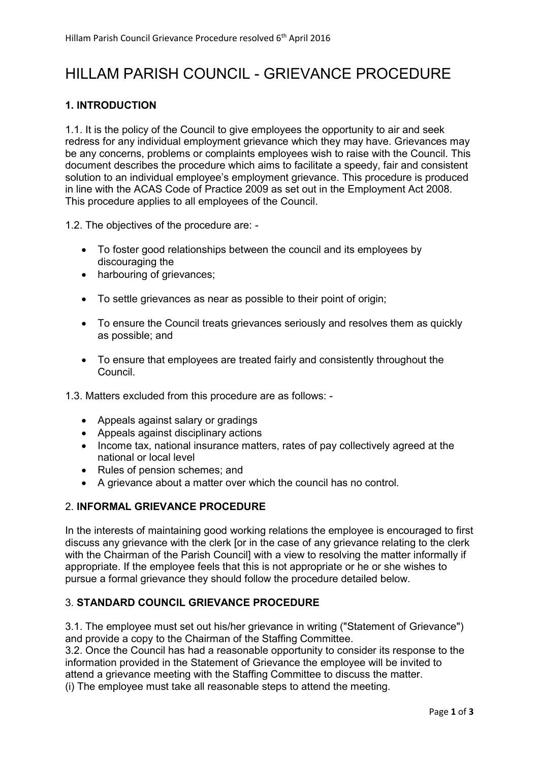# HILLAM PARISH COUNCIL - GRIEVANCE PROCEDURE

## 1. INTRODUCTION

1.1. It is the policy of the Council to give employees the opportunity to air and seek redress for any individual employment grievance which they may have. Grievances may be any concerns, problems or complaints employees wish to raise with the Council. This document describes the procedure which aims to facilitate a speedy, fair and consistent solution to an individual employee's employment grievance. This procedure is produced in line with the ACAS Code of Practice 2009 as set out in the Employment Act 2008. This procedure applies to all employees of the Council.

1.2. The objectives of the procedure are: -

- To foster good relationships between the council and its employees by discouraging the
- harbouring of grievances;
- To settle grievances as near as possible to their point of origin;
- To ensure the Council treats grievances seriously and resolves them as quickly as possible; and
- To ensure that employees are treated fairly and consistently throughout the Council.

1.3. Matters excluded from this procedure are as follows: -

- Appeals against salary or gradings
- Appeals against disciplinary actions
- Income tax, national insurance matters, rates of pay collectively agreed at the national or local level
- Rules of pension schemes; and
- A grievance about a matter over which the council has no control.

## 2. INFORMAL GRIEVANCE PROCEDURE

In the interests of maintaining good working relations the employee is encouraged to first discuss any grievance with the clerk [or in the case of any grievance relating to the clerk with the Chairman of the Parish Council] with a view to resolving the matter informally if appropriate. If the employee feels that this is not appropriate or he or she wishes to pursue a formal grievance they should follow the procedure detailed below.

## 3. STANDARD COUNCIL GRIEVANCE PROCEDURE

3.1. The employee must set out his/her grievance in writing ("Statement of Grievance") and provide a copy to the Chairman of the Staffing Committee.
3.2. Once the Council has had a reasonable opportunity to consider its response to the information provided in the Statement of Grievance the employee will be invited to attend a grievance meeting with the Staffing Committee to discuss the matter.
(i) The employee must take all reasonable steps to attend the meeting.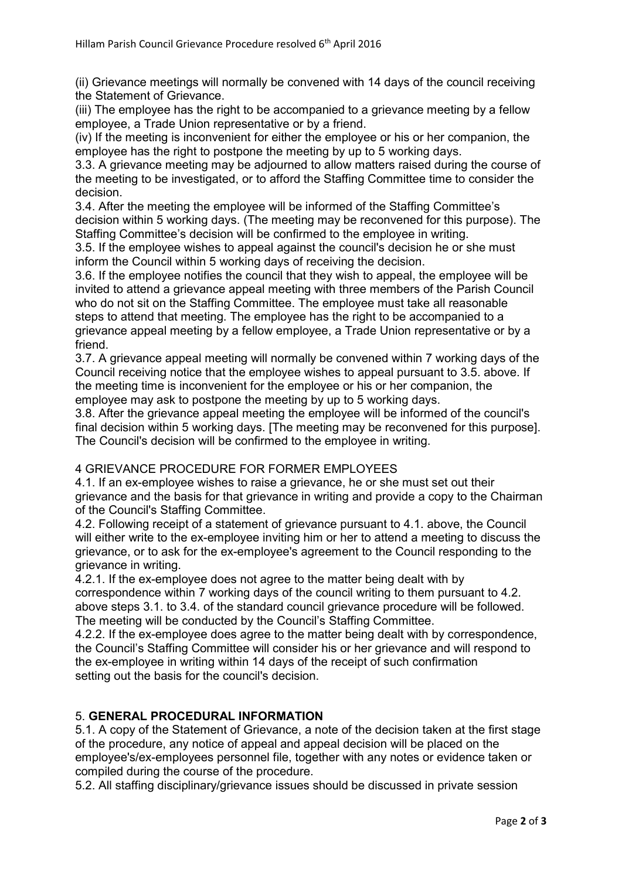(ii) Grievance meetings will normally be convened with 14 days of the council receiving the Statement of Grievance.

(iii) The employee has the right to be accompanied to a grievance meeting by a fellow employee, a Trade Union representative or by a friend.

(iv) If the meeting is inconvenient for either the employee or his or her companion, the employee has the right to postpone the meeting by up to 5 working days.

3.3. A grievance meeting may be adjourned to allow matters raised during the course of the meeting to be investigated, or to afford the Staffing Committee time to consider the decision.

3.4. After the meeting the employee will be informed of the Staffing Committee's decision within 5 working days. (The meeting may be reconvened for this purpose). The Staffing Committee's decision will be confirmed to the employee in writing.

3.5. If the employee wishes to appeal against the council's decision he or she must inform the Council within 5 working days of receiving the decision.

3.6. If the employee notifies the council that they wish to appeal, the employee will be invited to attend a grievance appeal meeting with three members of the Parish Council who do not sit on the Staffing Committee. The employee must take all reasonable steps to attend that meeting. The employee has the right to be accompanied to a grievance appeal meeting by a fellow employee, a Trade Union representative or by a friend.

3.7. A grievance appeal meeting will normally be convened within 7 working days of the Council receiving notice that the employee wishes to appeal pursuant to 3.5. above. If the meeting time is inconvenient for the employee or his or her companion, the employee may ask to postpone the meeting by up to 5 working days.

3.8. After the grievance appeal meeting the employee will be informed of the council's final decision within 5 working days. [The meeting may be reconvened for this purpose]. The Council's decision will be confirmed to the employee in writing.

4 GRIEVANCE PROCEDURE FOR FORMER EMPLOYEES

4.1. If an ex-employee wishes to raise a grievance, he or she must set out their grievance and the basis for that grievance in writing and provide a copy to the Chairman of the Council's Staffing Committee.

4.2. Following receipt of a statement of grievance pursuant to 4.1. above, the Council will either write to the ex-employee inviting him or her to attend a meeting to discuss the grievance, or to ask for the ex-employee's agreement to the Council responding to the grievance in writing.

4.2.1. If the ex-employee does not agree to the matter being dealt with by correspondence within 7 working days of the council writing to them pursuant to 4.2. above steps 3.1. to 3.4. of the standard council grievance procedure will be followed. The meeting will be conducted by the Council's Staffing Committee.

4.2.2. If the ex-employee does agree to the matter being dealt with by correspondence, the Council's Staffing Committee will consider his or her grievance and will respond to the ex-employee in writing within 14 days of the receipt of such confirmation setting out the basis for the council's decision.

## 5. **GENERAL PROCEDURAL INFORMATION**

5.1. A copy of the Statement of Grievance, a note of the decision taken at the first stage of the procedure, any notice of appeal and appeal decision will be placed on the employee's/ex-employees personnel file, together with any notes or evidence taken or compiled during the course of the procedure.

5.2. All staffing disciplinary/grievance issues should be discussed in private session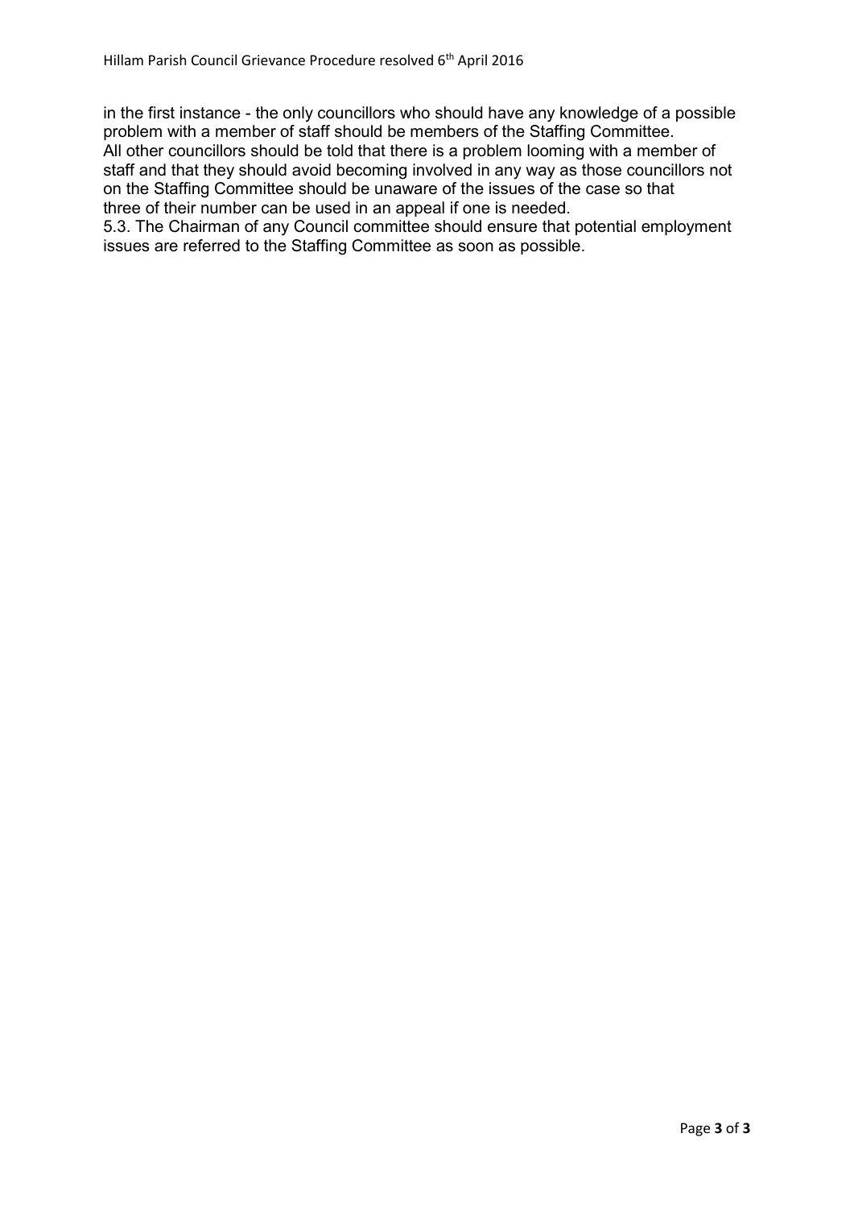in the first instance - the only councillors who should have any knowledge of a possible problem with a member of staff should be members of the Staffing Committee.
All other councillors should be told that there is a problem looming with a member of staff and that they should avoid becoming involved in any way as those councillors not on the Staffing Committee should be unaware of the issues of the case so that three of their number can be used in an appeal if one is needed.
5.3. The Chairman of any Council committee should ensure that potential employment issues are referred to the Staffing Committee as soon as possible.